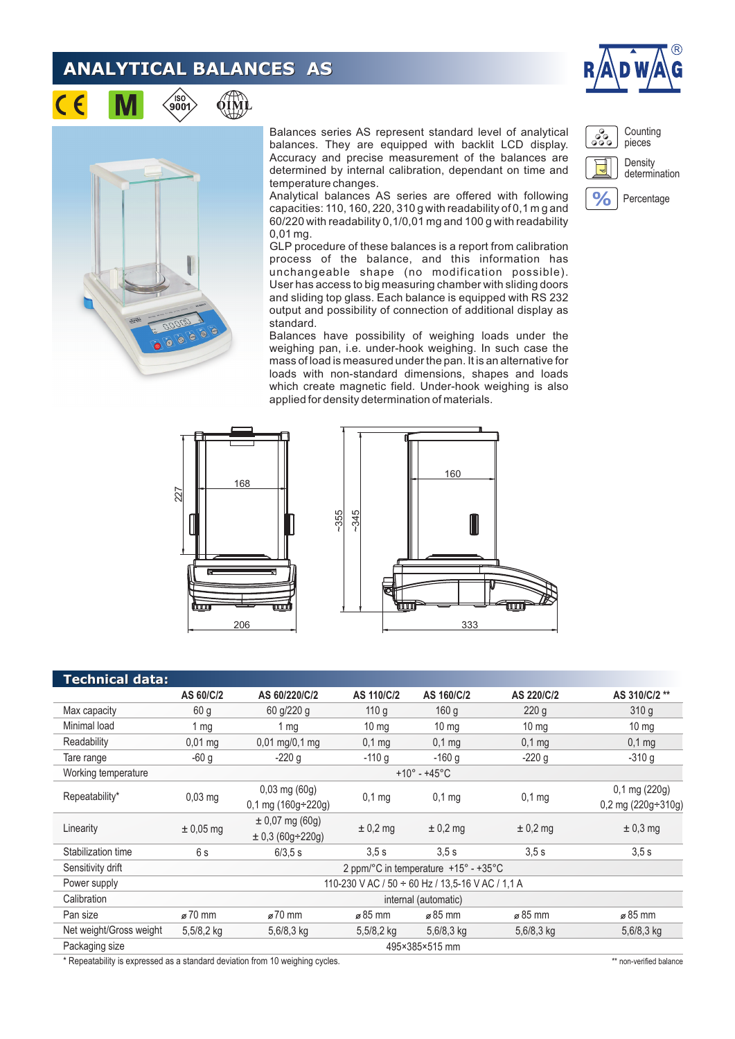# ANALYTICAL BALANCES AS

Balances series AS represent standard level of analytical balances. They are equipped with backlit LCD display. Accuracy and precise measurement of the balances are determined by internal calibration, dependant on time and temperature changes.
Analytical balances AS series are offered with following capacities: 110, 160, 220, 310 g with readability of 0,1 m g and 60/220 with readability 0,1/0,01 mg and 100 g with readability 0,01 mg.
GLP procedure of these balances is a report from calibration process of the balance, and this information has unchangeable shape (no modification possible). User has access to big measuring chamber with sliding doors and sliding top glass. Each balance is equipped with RS 232 output and possibility of connection of additional display as standard.
Balances have possibility of weighing loads under the weighing pan, i.e. under-hook weighing. In such case the mass of load is measured under the pan. It is an alternative for loads with non-standard dimensions, shapes and loads which create magnetic field. Under-hook weighing is also applied for density determination of materials.

- Counting pieces
- Density determination
- Percentage

## Technical data:

| | AS 60/C/2 | AS 60/220/C/2 | AS 110/C/2 | AS 160/C/2 | AS 220/C/2 | AS 310/C/2 ** |
|---|---|---|---|---|---|---|
| Max capacity | 60 g | 60 g/220 g | 110 g | 160 g | 220 g | 310 g |
| Minimal load | 1 mg | 1 mg | 10 mg | 10 mg | 10 mg | 10 mg |
| Readability | 0,01 mg | 0,01 mg/0,1 mg | 0,1 mg | 0,1 mg | 0,1 mg | 0,1 mg |
| Tare range | -60 g | -220 g | -110 g | -160 g | -220 g | -310 g |
| Working temperature | +10° - +45°C | | | | | |
| Repeatability* | 0,03 mg | 0,03 mg (60g) 0,1 mg (160g÷220g) | 0,1 mg | 0,1 mg | 0,1 mg | 0,1 mg (220g) 0,2 mg (220g÷310g) |
| Linearity | ± 0,05 mg | ± 0,07 mg (60g) ± 0,3 (60g÷220g) | ± 0,2 mg | ± 0,2 mg | ± 0,2 mg | ± 0,3 mg |
| Stabilization time | 6 s | 6/3,5 s | 3,5 s | 3,5 s | 3,5 s | 3,5 s |
| Sensitivity drift | 2 ppm/°C in temperature +15° - +35°C | | | | | |
| Power supply | 110-230 V AC / 50 ÷ 60 Hz / 13,5-16 V AC / 1,1 A | | | | | |
| Calibration | internal (automatic) | | | | | |
| Pan size | ⌀70 mm | ⌀70 mm | ⌀85 mm | ⌀85 mm | ⌀85 mm | ⌀85 mm |
| Net weight/Gross weight | 5,5/8,2 kg | 5,6/8,3 kg | 5,5/8,2 kg | 5,6/8,3 kg | 5,6/8,3 kg | 5,6/8,3 kg |
| Packaging size | 495×385×515 mm | | | | | |

\* Repeatability is expressed as a standard deviation from 10 weighing cycles.

** non-verified balance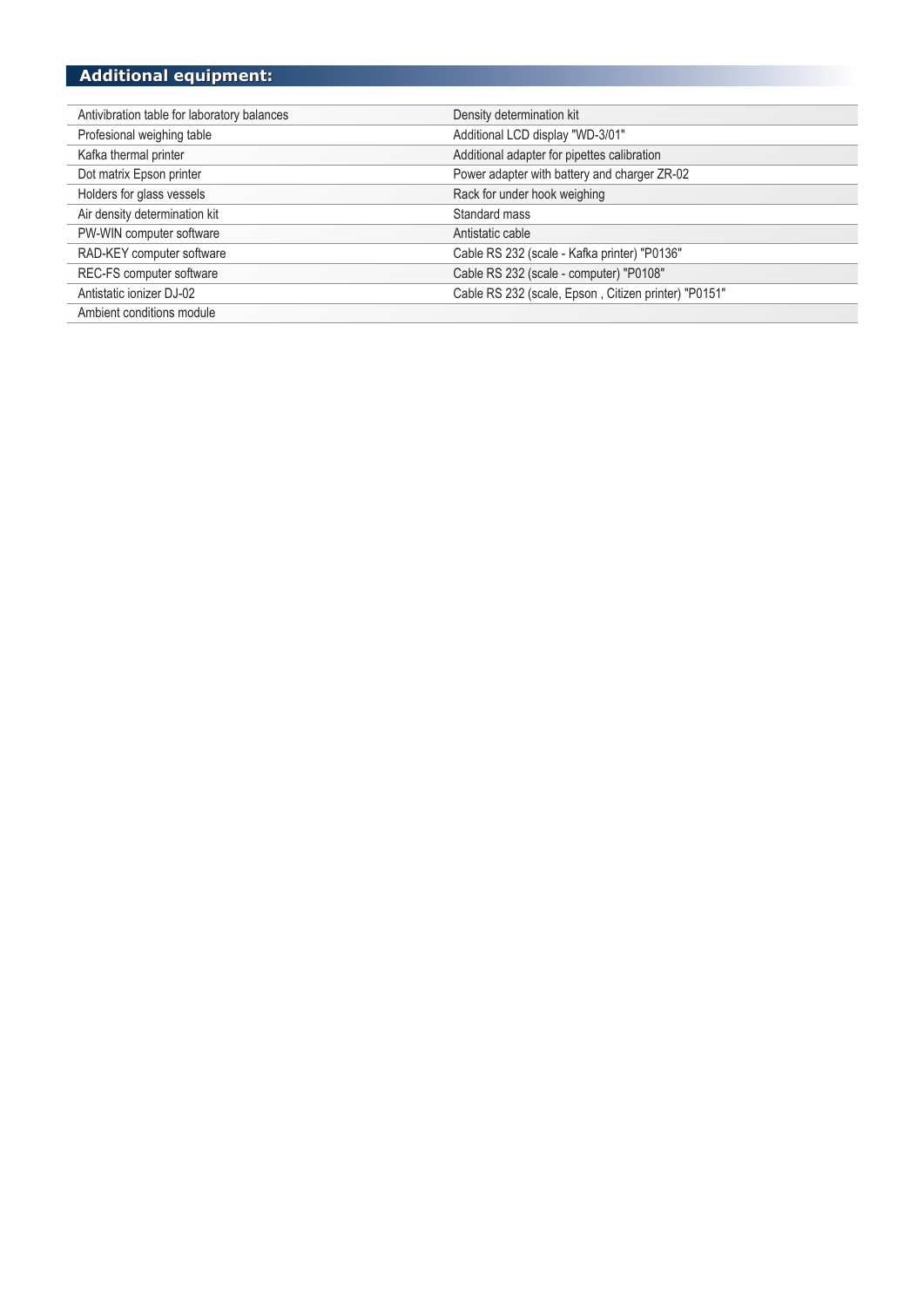## Additional equipment:

| | |
|---|---|
| Antivibration table for laboratory balances | Density determination kit |
| Profesional weighing table | Additional LCD display "WD-3/01" |
| Kafka thermal printer | Additional adapter for pipettes calibration |
| Dot matrix Epson printer | Power adapter with battery and charger ZR-02 |
| Holders for glass vessels | Rack for under hook weighing |
| Air density determination kit | Standard mass |
| PW-WIN computer software | Antistatic cable |
| RAD-KEY computer software | Cable RS 232 (scale - Kafka printer) "P0136" |
| REC-FS computer software | Cable RS 232 (scale - computer) "P0108" |
| Antistatic ionizer DJ-02 | Cable RS 232 (scale, Epson , Citizen printer) "P0151" |
| Ambient conditions module | |